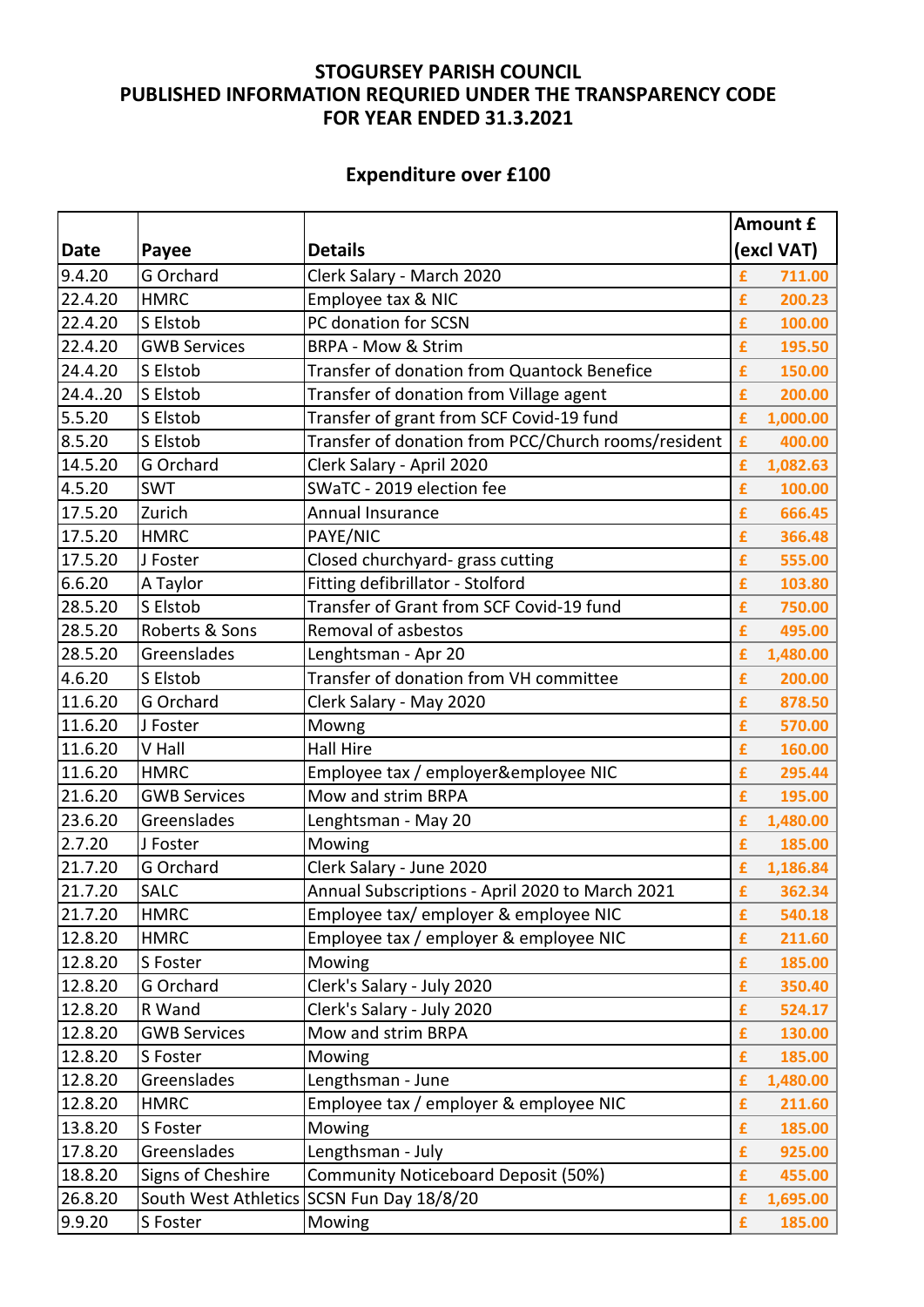# STOGURSEY PARISH COUNCIL
# PUBLISHED INFORMATION REQURIED UNDER THE TRANSPARENCY CODE
# FOR YEAR ENDED 31.3.2021

## Expenditure over £100

| Date | Payee | Details | Amount £ (excl VAT) |
|---|---|---|---|
| 9.4.20 | G Orchard | Clerk Salary - March 2020 | £ 711.00 |
| 22.4.20 | HMRC | Employee tax & NIC | £ 200.23 |
| 22.4.20 | S Elstob | PC donation for SCSN | £ 100.00 |
| 22.4.20 | GWB Services | BRPA - Mow & Strim | £ 195.50 |
| 24.4.20 | S Elstob | Transfer of donation from Quantock Benefice | £ 150.00 |
| 24.4..20 | S Elstob | Transfer of donation from Village agent | £ 200.00 |
| 5.5.20 | S Elstob | Transfer of grant from SCF Covid-19 fund | £ 1,000.00 |
| 8.5.20 | S Elstob | Transfer of donation from PCC/Church rooms/resident | £ 400.00 |
| 14.5.20 | G Orchard | Clerk Salary - April 2020 | £ 1,082.63 |
| 4.5.20 | SWT | SWaTC - 2019 election fee | £ 100.00 |
| 17.5.20 | Zurich | Annual Insurance | £ 666.45 |
| 17.5.20 | HMRC | PAYE/NIC | £ 366.48 |
| 17.5.20 | J Foster | Closed churchyard- grass cutting | £ 555.00 |
| 6.6.20 | A Taylor | Fitting defibrillator - Stolford | £ 103.80 |
| 28.5.20 | S Elstob | Transfer of Grant from SCF Covid-19 fund | £ 750.00 |
| 28.5.20 | Roberts & Sons | Removal of asbestos | £ 495.00 |
| 28.5.20 | Greenslades | Lenghtsman - Apr 20 | £ 1,480.00 |
| 4.6.20 | S Elstob | Transfer of donation from VH committee | £ 200.00 |
| 11.6.20 | G Orchard | Clerk Salary - May 2020 | £ 878.50 |
| 11.6.20 | J Foster | Mowng | £ 570.00 |
| 11.6.20 | V Hall | Hall Hire | £ 160.00 |
| 11.6.20 | HMRC | Employee tax / employer&employee NIC | £ 295.44 |
| 21.6.20 | GWB Services | Mow and strim BRPA | £ 195.00 |
| 23.6.20 | Greenslades | Lenghtsman - May 20 | £ 1,480.00 |
| 2.7.20 | J Foster | Mowing | £ 185.00 |
| 21.7.20 | G Orchard | Clerk Salary - June 2020 | £ 1,186.84 |
| 21.7.20 | SALC | Annual Subscriptions - April 2020 to March 2021 | £ 362.34 |
| 21.7.20 | HMRC | Employee tax/ employer & employee NIC | £ 540.18 |
| 12.8.20 | HMRC | Employee tax / employer & employee NIC | £ 211.60 |
| 12.8.20 | S Foster | Mowing | £ 185.00 |
| 12.8.20 | G Orchard | Clerk's Salary - July 2020 | £ 350.40 |
| 12.8.20 | R Wand | Clerk's Salary - July 2020 | £ 524.17 |
| 12.8.20 | GWB Services | Mow and strim BRPA | £ 130.00 |
| 12.8.20 | S Foster | Mowing | £ 185.00 |
| 12.8.20 | Greenslades | Lengthsman - June | £ 1,480.00 |
| 12.8.20 | HMRC | Employee tax / employer & employee NIC | £ 211.60 |
| 13.8.20 | S Foster | Mowing | £ 185.00 |
| 17.8.20 | Greenslades | Lengthsman - July | £ 925.00 |
| 18.8.20 | Signs of Cheshire | Community Noticeboard Deposit (50%) | £ 455.00 |
| 26.8.20 | South West Athletics | SCSN Fun Day 18/8/20 | £ 1,695.00 |
| 9.9.20 | S Foster | Mowing | £ 185.00 |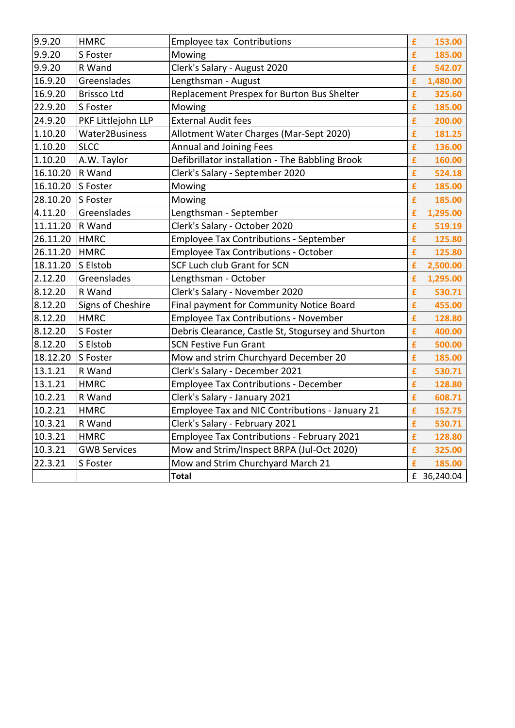| | | | | |
|---|---|---|---|---|
| 9.9.20 | HMRC | Employee tax Contributions | £ | 153.00 |
| 9.9.20 | S Foster | Mowing | £ | 185.00 |
| 9.9.20 | R Wand | Clerk's Salary - August 2020 | £ | 542.07 |
| 16.9.20 | Greenslades | Lengthsman - August | £ | 1,480.00 |
| 16.9.20 | Brissco Ltd | Replacement Prespex for Burton Bus Shelter | £ | 325.60 |
| 22.9.20 | S Foster | Mowing | £ | 185.00 |
| 24.9.20 | PKF Littlejohn LLP | External Audit fees | £ | 200.00 |
| 1.10.20 | Water2Business | Allotment Water Charges (Mar-Sept 2020) | £ | 181.25 |
| 1.10.20 | SLCC | Annual and Joining Fees | £ | 136.00 |
| 1.10.20 | A.W. Taylor | Defibrillator installation - The Babbling Brook | £ | 160.00 |
| 16.10.20 | R Wand | Clerk's Salary - September 2020 | £ | 524.18 |
| 16.10.20 | S Foster | Mowing | £ | 185.00 |
| 28.10.20 | S Foster | Mowing | £ | 185.00 |
| 4.11.20 | Greenslades | Lengthsman - September | £ | 1,295.00 |
| 11.11.20 | R Wand | Clerk's Salary - October 2020 | £ | 519.19 |
| 26.11.20 | HMRC | Employee Tax Contributions - September | £ | 125.80 |
| 26.11.20 | HMRC | Employee Tax Contributions - October | £ | 125.80 |
| 18.11.20 | S Elstob | SCF Luch club Grant for SCN | £ | 2,500.00 |
| 2.12.20 | Greenslades | Lengthsman - October | £ | 1,295.00 |
| 8.12.20 | R Wand | Clerk's Salary - November 2020 | £ | 530.71 |
| 8.12.20 | Signs of Cheshire | Final payment for Community Notice Board | £ | 455.00 |
| 8.12.20 | HMRC | Employee Tax Contributions - November | £ | 128.80 |
| 8.12.20 | S Foster | Debris Clearance, Castle St, Stogursey and Shurton | £ | 400.00 |
| 8.12.20 | S Elstob | SCN Festive Fun Grant | £ | 500.00 |
| 18.12.20 | S Foster | Mow and strim Churchyard December 20 | £ | 185.00 |
| 13.1.21 | R Wand | Clerk's Salary - December 2021 | £ | 530.71 |
| 13.1.21 | HMRC | Employee Tax Contributions - December | £ | 128.80 |
| 10.2.21 | R Wand | Clerk's Salary - January 2021 | £ | 608.71 |
| 10.2.21 | HMRC | Employee Tax and NIC Contributions - January 21 | £ | 152.75 |
| 10.3.21 | R Wand | Clerk's Salary - February 2021 | £ | 530.71 |
| 10.3.21 | HMRC | Employee Tax Contributions - February 2021 | £ | 128.80 |
| 10.3.21 | GWB Services | Mow and Strim/Inspect BRPA (Jul-Oct 2020) | £ | 325.00 |
| 22.3.21 | S Foster | Mow and Strim Churchyard March 21 | £ | 185.00 |
| | | **Total** | £ | 36,240.04 |